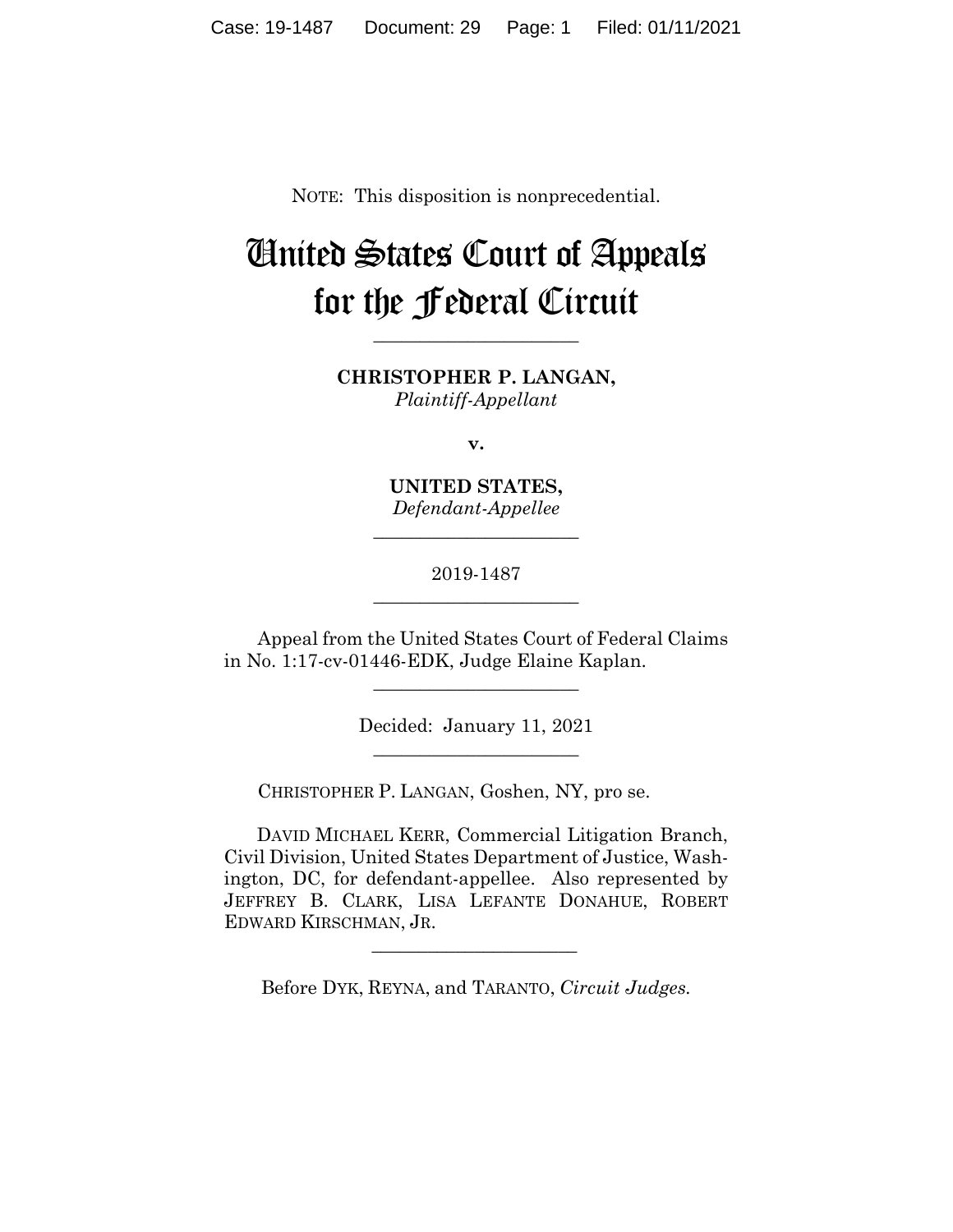NOTE: This disposition is nonprecedential.

# United States Court of Appeals for the Federal Circuit

______________________

**CHRISTOPHER P. LANGAN,**
*Plaintiff-Appellant*

**v.**

**UNITED STATES,**
*Defendant-Appellee*

______________________

2019-1487

______________________

Appeal from the United States Court of Federal Claims in No. 1:17-cv-01446-EDK, Judge Elaine Kaplan.

______________________

Decided: January 11, 2021

______________________

CHRISTOPHER P. LANGAN, Goshen, NY, pro se.

DAVID MICHAEL KERR, Commercial Litigation Branch, Civil Division, United States Department of Justice, Washington, DC, for defendant-appellee. Also represented by JEFFREY B. CLARK, LISA LEFANTE DONAHUE, ROBERT EDWARD KIRSCHMAN, JR.

______________________

Before DYK, REYNA, and TARANTO, *Circuit Judges*.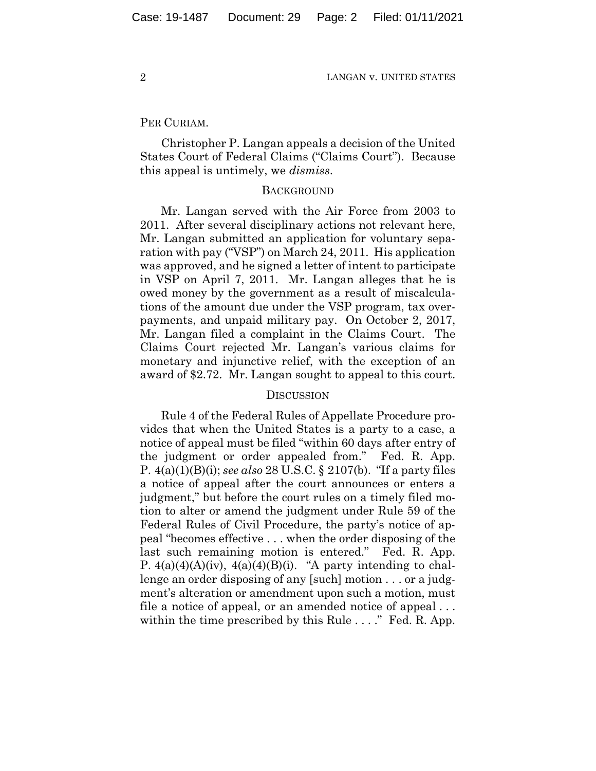PER CURIAM.

Christopher P. Langan appeals a decision of the United States Court of Federal Claims ("Claims Court"). Because this appeal is untimely, we *dismiss*.

## BACKGROUND

Mr. Langan served with the Air Force from 2003 to 2011. After several disciplinary actions not relevant here, Mr. Langan submitted an application for voluntary separation with pay ("VSP") on March 24, 2011. His application was approved, and he signed a letter of intent to participate in VSP on April 7, 2011. Mr. Langan alleges that he is owed money by the government as a result of miscalculations of the amount due under the VSP program, tax overpayments, and unpaid military pay. On October 2, 2017, Mr. Langan filed a complaint in the Claims Court. The Claims Court rejected Mr. Langan's various claims for monetary and injunctive relief, with the exception of an award of $2.72. Mr. Langan sought to appeal to this court.

## DISCUSSION

Rule 4 of the Federal Rules of Appellate Procedure provides that when the United States is a party to a case, a notice of appeal must be filed "within 60 days after entry of the judgment or order appealed from." Fed. R. App. P. 4(a)(1)(B)(i); *see also* 28 U.S.C. § 2107(b). "If a party files a notice of appeal after the court announces or enters a judgment," but before the court rules on a timely filed motion to alter or amend the judgment under Rule 59 of the Federal Rules of Civil Procedure, the party's notice of appeal "becomes effective . . . when the order disposing of the last such remaining motion is entered." Fed. R. App. P. 4(a)(4)(A)(iv), 4(a)(4)(B)(i). "A party intending to challenge an order disposing of any [such] motion . . . or a judgment's alteration or amendment upon such a motion, must file a notice of appeal, or an amended notice of appeal . . . within the time prescribed by this Rule . . . ." Fed. R. App.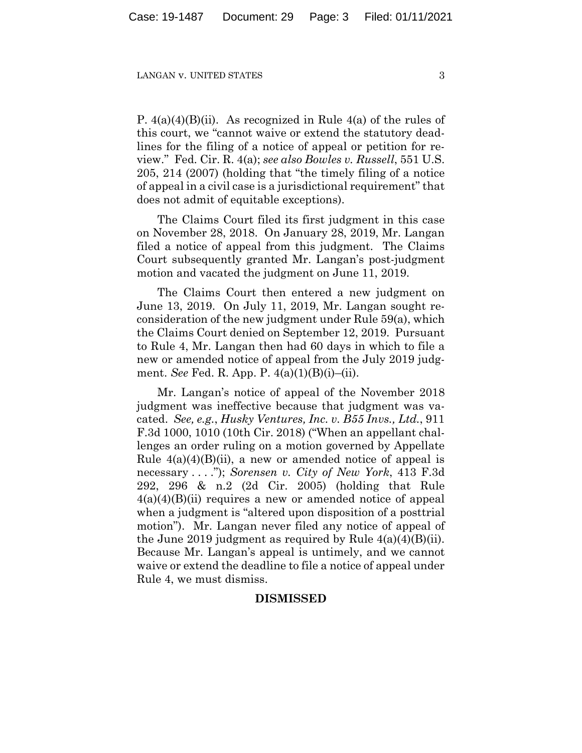P. 4(a)(4)(B)(ii). As recognized in Rule 4(a) of the rules of this court, we "cannot waive or extend the statutory deadlines for the filing of a notice of appeal or petition for review." Fed. Cir. R. 4(a); *see also Bowles v. Russell*, 551 U.S. 205, 214 (2007) (holding that "the timely filing of a notice of appeal in a civil case is a jurisdictional requirement" that does not admit of equitable exceptions).

The Claims Court filed its first judgment in this case on November 28, 2018. On January 28, 2019, Mr. Langan filed a notice of appeal from this judgment. The Claims Court subsequently granted Mr. Langan's post-judgment motion and vacated the judgment on June 11, 2019.

The Claims Court then entered a new judgment on June 13, 2019. On July 11, 2019, Mr. Langan sought reconsideration of the new judgment under Rule 59(a), which the Claims Court denied on September 12, 2019. Pursuant to Rule 4, Mr. Langan then had 60 days in which to file a new or amended notice of appeal from the July 2019 judgment. *See* Fed. R. App. P. 4(a)(1)(B)(i)–(ii).

Mr. Langan's notice of appeal of the November 2018 judgment was ineffective because that judgment was vacated. *See, e.g.*, *Husky Ventures, Inc. v. B55 Invs., Ltd.*, 911 F.3d 1000, 1010 (10th Cir. 2018) ("When an appellant challenges an order ruling on a motion governed by Appellate Rule 4(a)(4)(B)(ii), a new or amended notice of appeal is necessary . . . ."); *Sorensen v. City of New York*, 413 F.3d 292, 296 & n.2 (2d Cir. 2005) (holding that Rule 4(a)(4)(B)(ii) requires a new or amended notice of appeal when a judgment is "altered upon disposition of a posttrial motion"). Mr. Langan never filed any notice of appeal of the June 2019 judgment as required by Rule 4(a)(4)(B)(ii). Because Mr. Langan's appeal is untimely, and we cannot waive or extend the deadline to file a notice of appeal under Rule 4, we must dismiss.

**DISMISSED**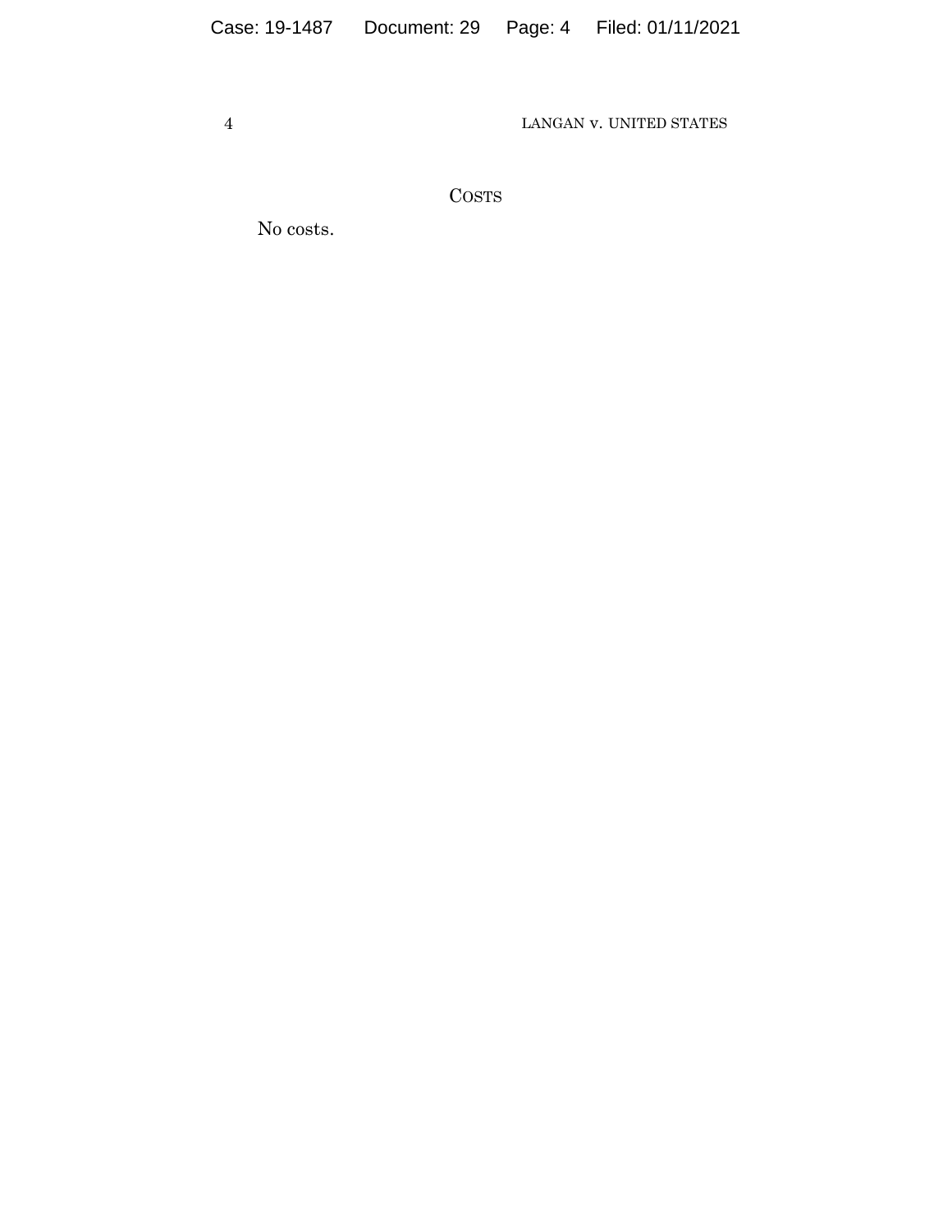## COSTS

No costs.